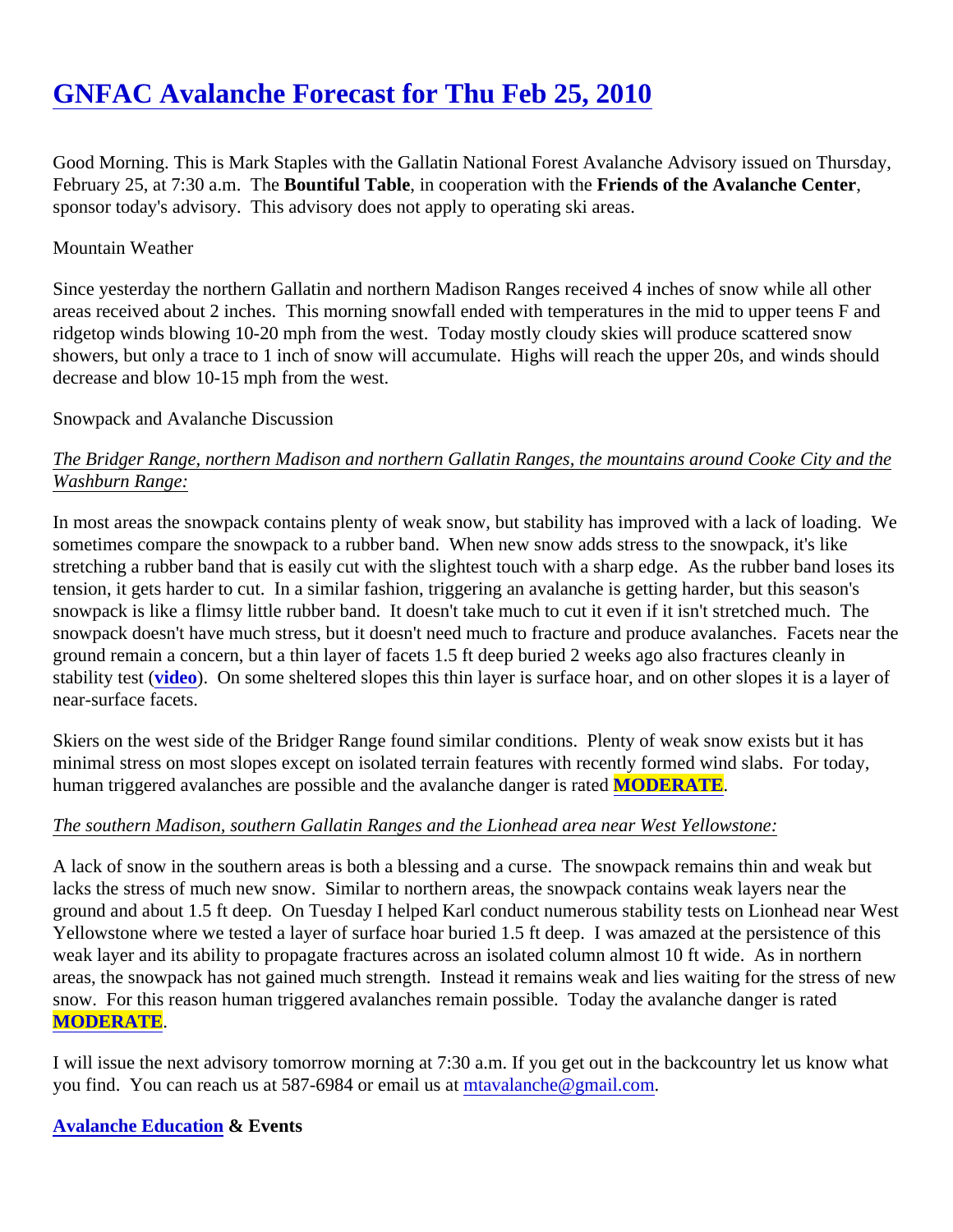# GNFAC Avalanche Forecast for Thu Feb 25, 2010

Good Morning. This is Mark Staples with the Gallatin National Forest Avalanche Advisory issued on Thursday, February 25, at 7:30 a.m. The **Bountiful Table**, in cooperation with the **Friends of the Avalanche Center**, sponsor today's advisory. This advisory does not apply to operating ski areas.

Mountain Weather

Since yesterday the northern Gallatin and northern Madison Ranges received 4 inches of snow while all other areas received about 2 inches. This morning snowfall ended with temperatures in the mid to upper teens F and ridgetop winds blowing 10-20 mph from the west. Today mostly cloudy skies will produce scattered snow showers, but only a trace to 1 inch of snow will accumulate. Highs will reach the upper 20s, and winds should decrease and blow 10-15 mph from the west.

Snowpack and Avalanche Discussion

*The Bridger Range, northern Madison and northern Gallatin Ranges, the mountains around Cooke City and the Washburn Range:*

In most areas the snowpack contains plenty of weak snow, but stability has improved with a lack of loading. We sometimes compare the snowpack to a rubber band. When new snow adds stress to the snowpack, it's like stretching a rubber band that is easily cut with the slightest touch with a sharp edge. As the rubber band loses its tension, it gets harder to cut. In a similar fashion, triggering an avalanche is getting harder, but this season's snowpack is like a flimsy little rubber band. It doesn't take much to cut it even if it isn't stretched much. The snowpack doesn't have much stress, but it doesn't need much to fracture and produce avalanches. Facets near the ground remain a concern, but a thin layer of facets 1.5 ft deep buried 2 weeks ago also fractures cleanly in stability test (**video**). On some sheltered slopes this thin layer is surface hoar, and on other slopes it is a layer of near-surface facets.

Skiers on the west side of the Bridger Range found similar conditions. Plenty of weak snow exists but it has minimal stress on most slopes except on isolated terrain features with recently formed wind slabs. For today, human triggered avalanches are possible and the avalanche danger is rated **MODERATE**.

*The southern Madison, southern Gallatin Ranges and the Lionhead area near West Yellowstone:*

A lack of snow in the southern areas is both a blessing and a curse. The snowpack remains thin and weak but lacks the stress of much new snow. Similar to northern areas, the snowpack contains weak layers near the ground and about 1.5 ft deep. On Tuesday I helped Karl conduct numerous stability tests on Lionhead near West Yellowstone where we tested a layer of surface hoar buried 1.5 ft deep. I was amazed at the persistence of this weak layer and its ability to propagate fractures across an isolated column almost 10 ft wide. As in northern areas, the snowpack has not gained much strength. Instead it remains weak and lies waiting for the stress of new snow. For this reason human triggered avalanches remain possible. Today the avalanche danger is rated **MODERATE**.

I will issue the next advisory tomorrow morning at 7:30 a.m. If you get out in the backcountry let us know what you find. You can reach us at 587-6984 or email us at mtavalanche@gmail.com.

**Avalanche Education & Events**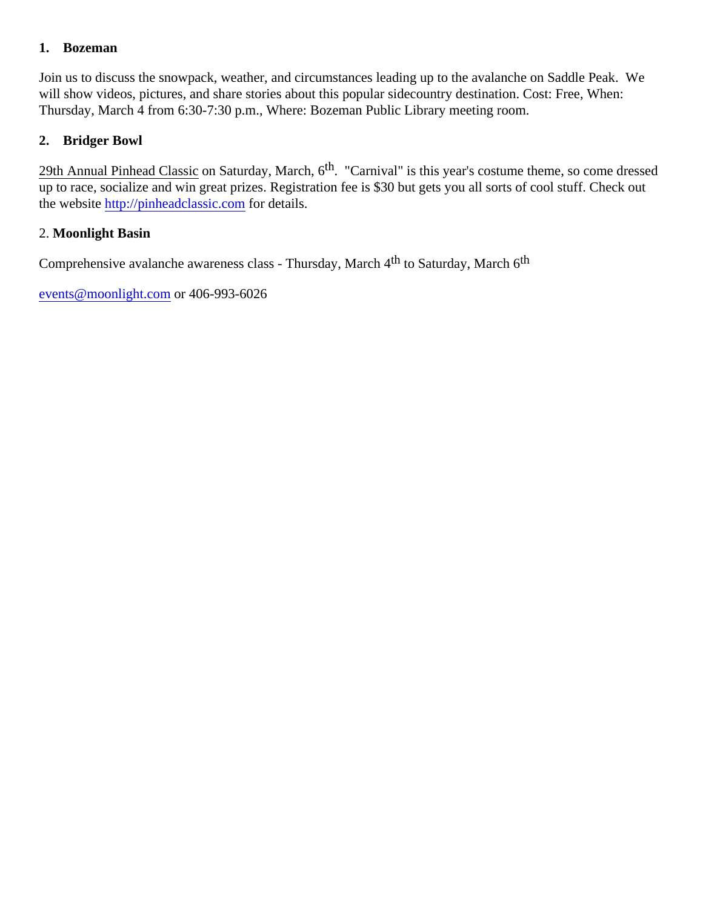1. **Bozeman**

Join us to discuss the snowpack, weather, and circumstances leading up to the avalanche on Saddle Peak. We will show videos, pictures, and share stories about this popular sidecountry destination. Cost: Free, When: Thursday, March 4 from 6:30-7:30 p.m., Where: Bozeman Public Library meeting room.

2. **Bridger Bowl**

29th Annual Pinhead Classic on Saturday, March, 6th. "Carnival" is this year's costume theme, so come dressed up to race, socialize and win great prizes. Registration fee is $30 but gets you all sorts of cool stuff. Check out the website http://pinheadclassic.com for details.

2. **Moonlight Basin**

Comprehensive avalanche awareness class - Thursday, March 4th to Saturday, March 6th

events@moonlight.com or 406-993-6026